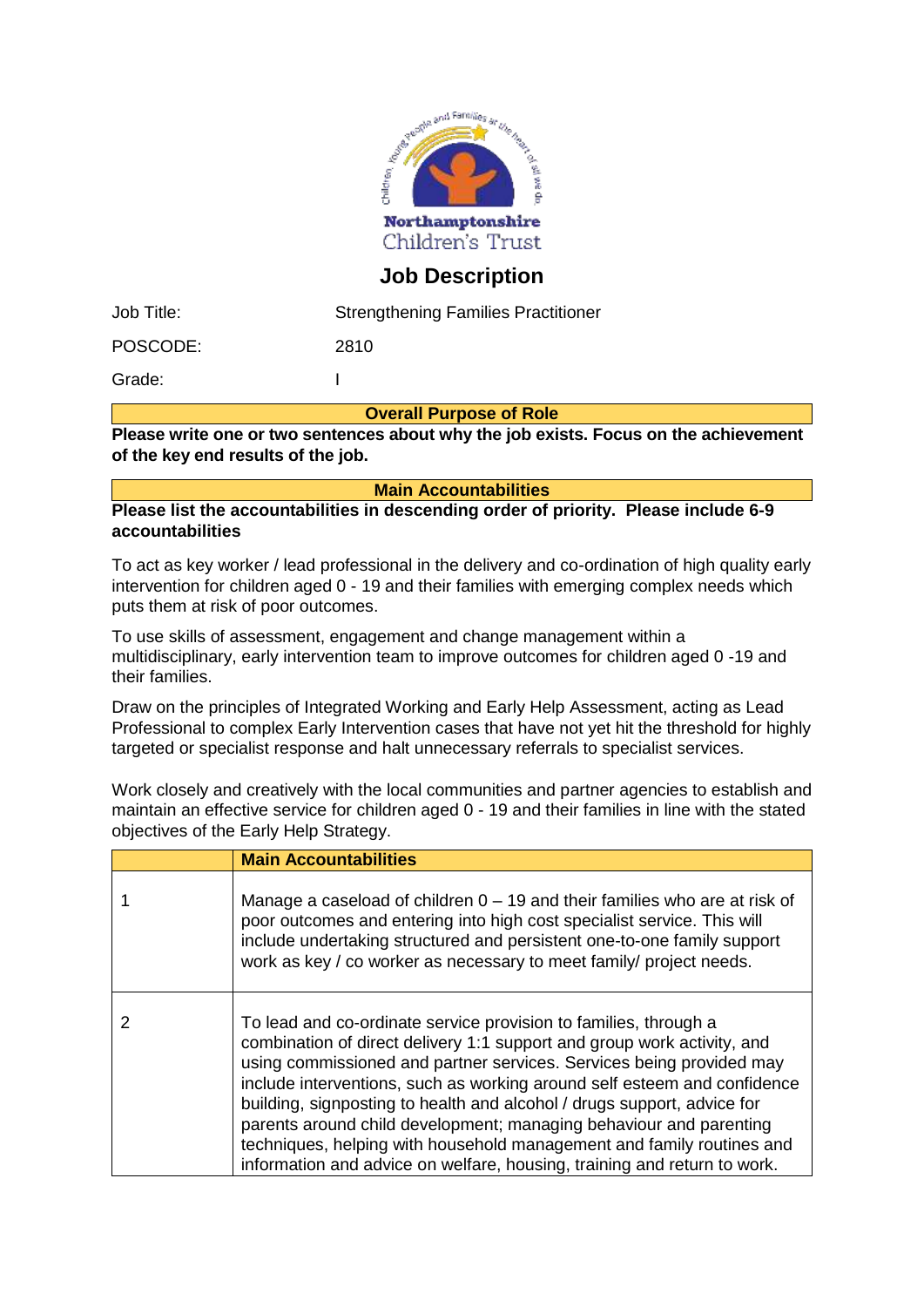Northamptonshire Children's Trust

# Job Description

| | |
|---|---|
| Job Title: | Strengthening Families Practitioner |
| POSCODE: | 2810 |
| Grade: | I |

## Overall Purpose of Role

**Please write one or two sentences about why the job exists. Focus on the achievement of the key end results of the job.**

## Main Accountabilities

**Please list the accountabilities in descending order of priority. Please include 6-9 accountabilities**

To act as key worker / lead professional in the delivery and co-ordination of high quality early intervention for children aged 0 - 19 and their families with emerging complex needs which puts them at risk of poor outcomes.

To use skills of assessment, engagement and change management within a multidisciplinary, early intervention team to improve outcomes for children aged 0 -19 and their families.

Draw on the principles of Integrated Working and Early Help Assessment, acting as Lead Professional to complex Early Intervention cases that have not yet hit the threshold for highly targeted or specialist response and halt unnecessary referrals to specialist services.

Work closely and creatively with the local communities and partner agencies to establish and maintain an effective service for children aged 0 - 19 and their families in line with the stated objectives of the Early Help Strategy.

| | Main Accountabilities |
|---|---|
| 1 | Manage a caseload of children 0 – 19 and their families who are at risk of poor outcomes and entering into high cost specialist service. This will include undertaking structured and persistent one-to-one family support work as key / co worker as necessary to meet family/ project needs. |
| 2 | To lead and co-ordinate service provision to families, through a combination of direct delivery 1:1 support and group work activity, and using commissioned and partner services. Services being provided may include interventions, such as working around self esteem and confidence building, signposting to health and alcohol / drugs support, advice for parents around child development; managing behaviour and parenting techniques, helping with household management and family routines and information and advice on welfare, housing, training and return to work. |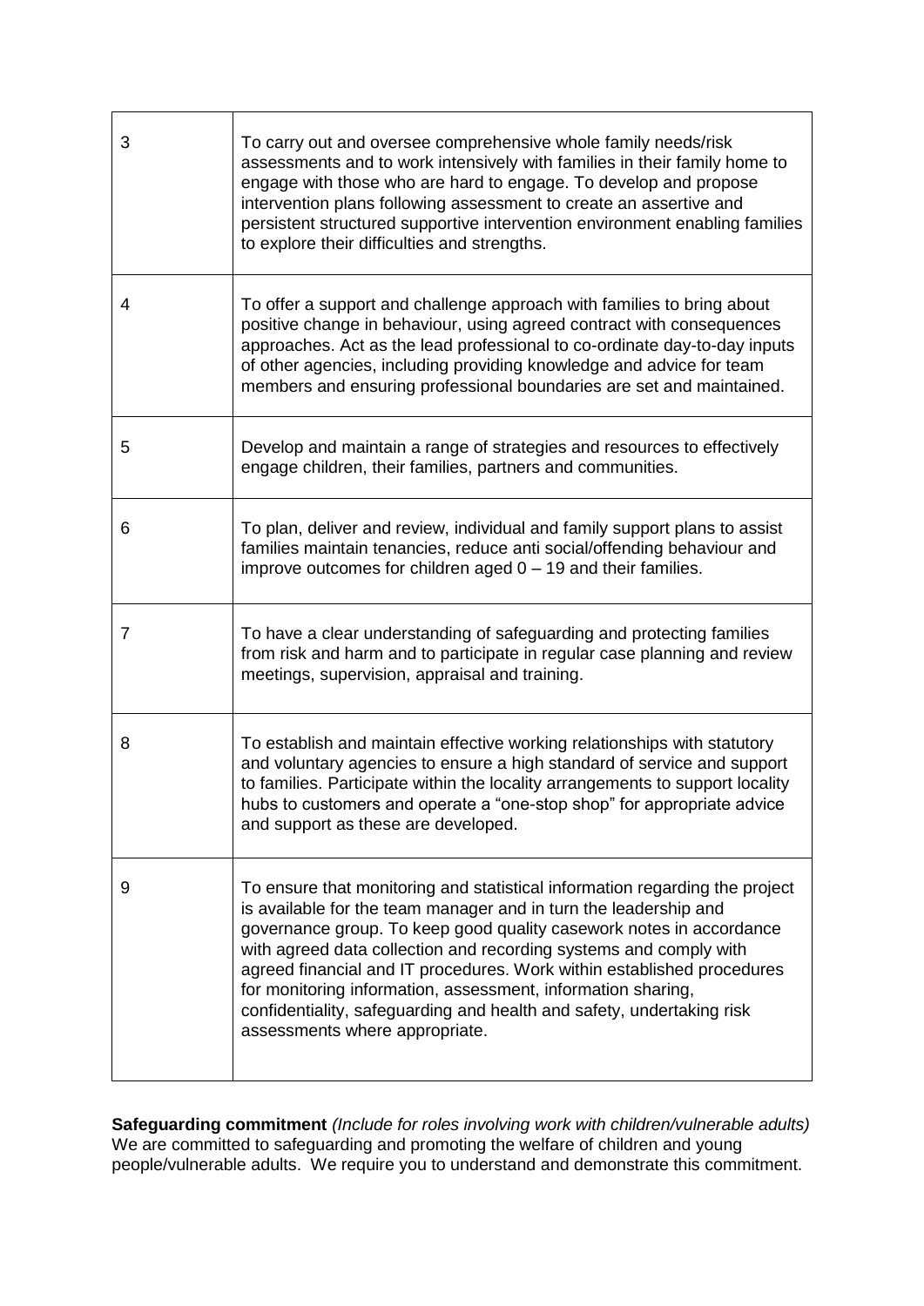| | |
|---|---|
| 3 | To carry out and oversee comprehensive whole family needs/risk assessments and to work intensively with families in their family home to engage with those who are hard to engage. To develop and propose intervention plans following assessment to create an assertive and persistent structured supportive intervention environment enabling families to explore their difficulties and strengths. |
| 4 | To offer a support and challenge approach with families to bring about positive change in behaviour, using agreed contract with consequences approaches. Act as the lead professional to co-ordinate day-to-day inputs of other agencies, including providing knowledge and advice for team members and ensuring professional boundaries are set and maintained. |
| 5 | Develop and maintain a range of strategies and resources to effectively engage children, their families, partners and communities. |
| 6 | To plan, deliver and review, individual and family support plans to assist families maintain tenancies, reduce anti social/offending behaviour and improve outcomes for children aged 0 – 19 and their families. |
| 7 | To have a clear understanding of safeguarding and protecting families from risk and harm and to participate in regular case planning and review meetings, supervision, appraisal and training. |
| 8 | To establish and maintain effective working relationships with statutory and voluntary agencies to ensure a high standard of service and support to families. Participate within the locality arrangements to support locality hubs to customers and operate a "one-stop shop" for appropriate advice and support as these are developed. |
| 9 | To ensure that monitoring and statistical information regarding the project is available for the team manager and in turn the leadership and governance group. To keep good quality casework notes in accordance with agreed data collection and recording systems and comply with agreed financial and IT procedures. Work within established procedures for monitoring information, assessment, information sharing, confidentiality, safeguarding and health and safety, undertaking risk assessments where appropriate. |

**Safeguarding commitment** *(Include for roles involving work with children/vulnerable adults)*
We are committed to safeguarding and promoting the welfare of children and young people/vulnerable adults. We require you to understand and demonstrate this commitment.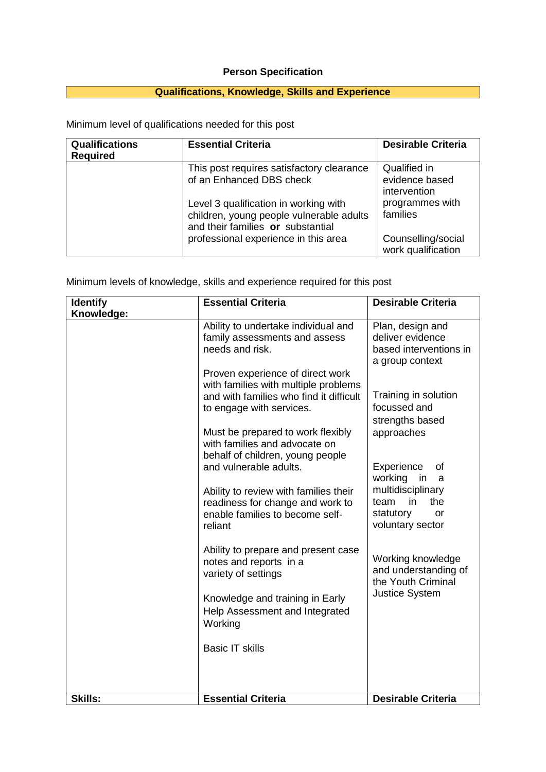# Person Specification

## Qualifications, Knowledge, Skills and Experience

Minimum level of qualifications needed for this post

| Qualifications Required | Essential Criteria | Desirable Criteria |
|---|---|---|
| | This post requires satisfactory clearance of an Enhanced DBS check<br><br>Level 3 qualification in working with children, young people vulnerable adults and their families **or** substantial professional experience in this area | Qualified in evidence based intervention programmes with families<br><br>Counselling/social work qualification |

Minimum levels of knowledge, skills and experience required for this post

| Identify Knowledge: | Essential Criteria | Desirable Criteria |
|---|---|---|
| | Ability to undertake individual and family assessments and assess needs and risk.<br><br>Proven experience of direct work with families with multiple problems and with families who find it difficult to engage with services.<br><br>Must be prepared to work flexibly with families and advocate on behalf of children, young people and vulnerable adults.<br><br>Ability to review with families their readiness for change and work to enable families to become self-reliant<br><br>Ability to prepare and present case notes and reports in a variety of settings<br><br>Knowledge and training in Early Help Assessment and Integrated Working<br><br>Basic IT skills | Plan, design and deliver evidence based interventions in a group context<br><br>Training in solution focussed and strengths based approaches<br><br>Experience of working in a multidisciplinary team in the statutory or voluntary sector<br><br>Working knowledge and understanding of the Youth Criminal Justice System |
| **Skills:** | **Essential Criteria** | **Desirable Criteria** |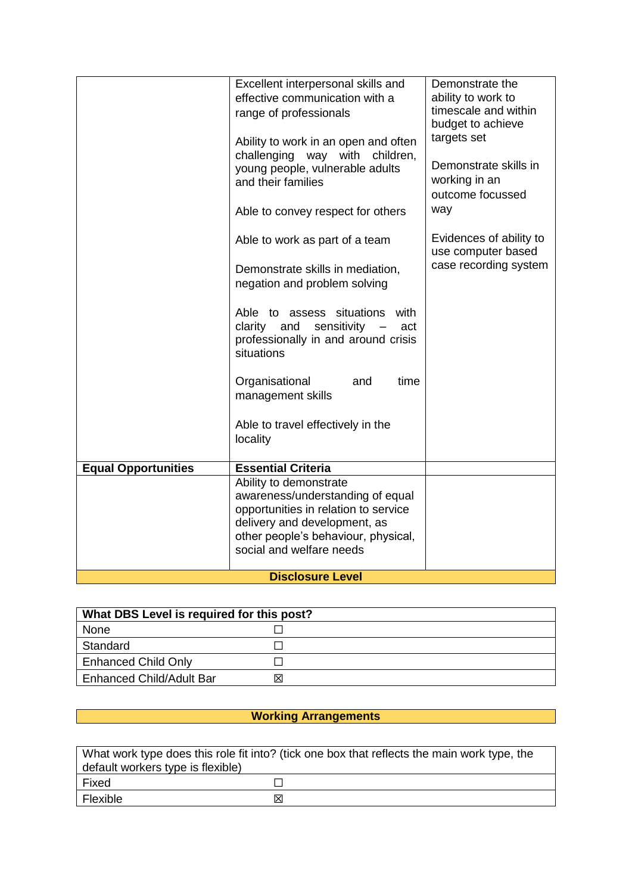| | | |
|---|---|---|
| | Excellent interpersonal skills and effective communication with a range of professionals<br><br>Ability to work in an open and often challenging way with children, young people, vulnerable adults and their families<br><br>Able to convey respect for others<br><br>Able to work as part of a team<br><br>Demonstrate skills in mediation, negation and problem solving<br><br>Able to assess situations with clarity and sensitivity – act professionally in and around crisis situations<br><br>Organisational and time management skills<br><br>Able to travel effectively in the locality | Demonstrate the ability to work to timescale and within budget to achieve targets set<br><br>Demonstrate skills in working in an outcome focussed way<br><br>Evidences of ability to use computer based case recording system |
| **Equal Opportunities** | **Essential Criteria** | |
| | Ability to demonstrate awareness/understanding of equal opportunities in relation to service delivery and development, as other people's behaviour, physical, social and welfare needs | |
| **Disclosure Level** | | |

| **What DBS Level is required for this post?** | |
|---|---|
| None | ☐ |
| Standard | ☐ |
| Enhanced Child Only | ☐ |
| Enhanced Child/Adult Bar | ☒ |

**Working Arrangements**

| What work type does this role fit into? (tick one box that reflects the main work type, the default workers type is flexible) | |
|---|---|
| Fixed | ☐ |
| Flexible | ☒ |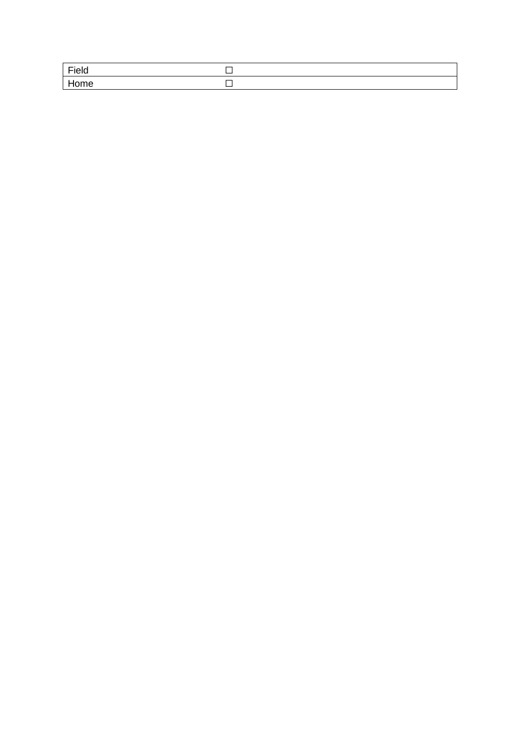| | |
|---|---|
| Field | ☐ |
| Home | ☐ |